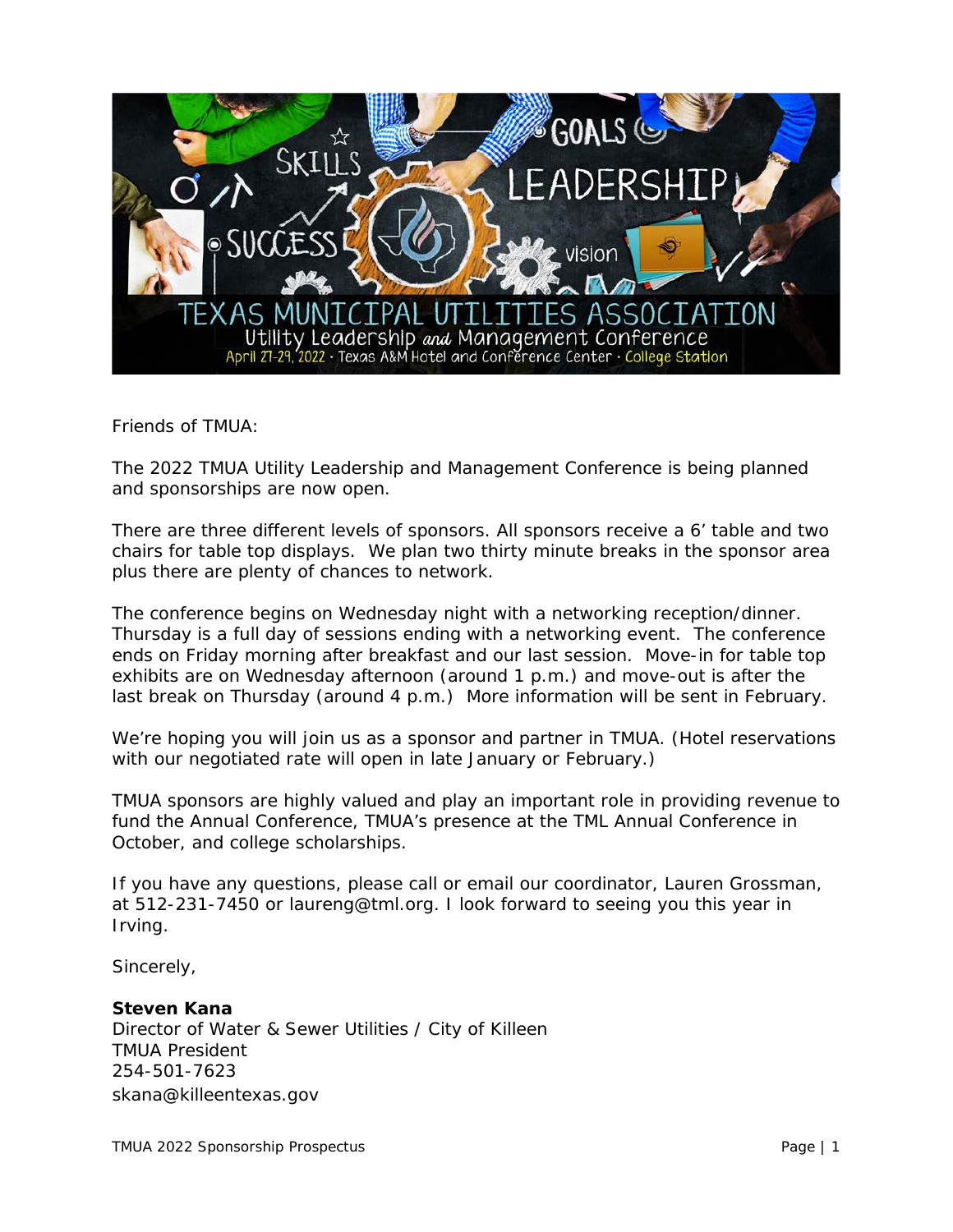# TEXAS MUNICIPAL UTILITIES ASSOCIATION

## Utility Leadership and Management Conference

April 27-29, 2022 · Texas A&M Hotel and Conference Center · College Station

Friends of TMUA:

The 2022 TMUA Utility Leadership and Management Conference is being planned and sponsorships are now open.

There are three different levels of sponsors. All sponsors receive a 6' table and two chairs for table top displays. We plan two thirty minute breaks in the sponsor area plus there are plenty of chances to network.

The conference begins on Wednesday night with a networking reception/dinner. Thursday is a full day of sessions ending with a networking event. The conference ends on Friday morning after breakfast and our last session. Move-in for table top exhibits are on Wednesday afternoon (around 1 p.m.) and move-out is after the last break on Thursday (around 4 p.m.) More information will be sent in February.

We're hoping you will join us as a sponsor and partner in TMUA. (Hotel reservations with our negotiated rate will open in late January or February.)

TMUA sponsors are highly valued and play an important role in providing revenue to fund the Annual Conference, TMUA's presence at the TML Annual Conference in October, and college scholarships.

If you have any questions, please call or email our coordinator, Lauren Grossman, at 512-231-7450 or laureng@tml.org. I look forward to seeing you this year in Irving.

Sincerely,

**Steven Kana**
Director of Water & Sewer Utilities / City of Killeen
TMUA President
254-501-7623
skana@killeentexas.gov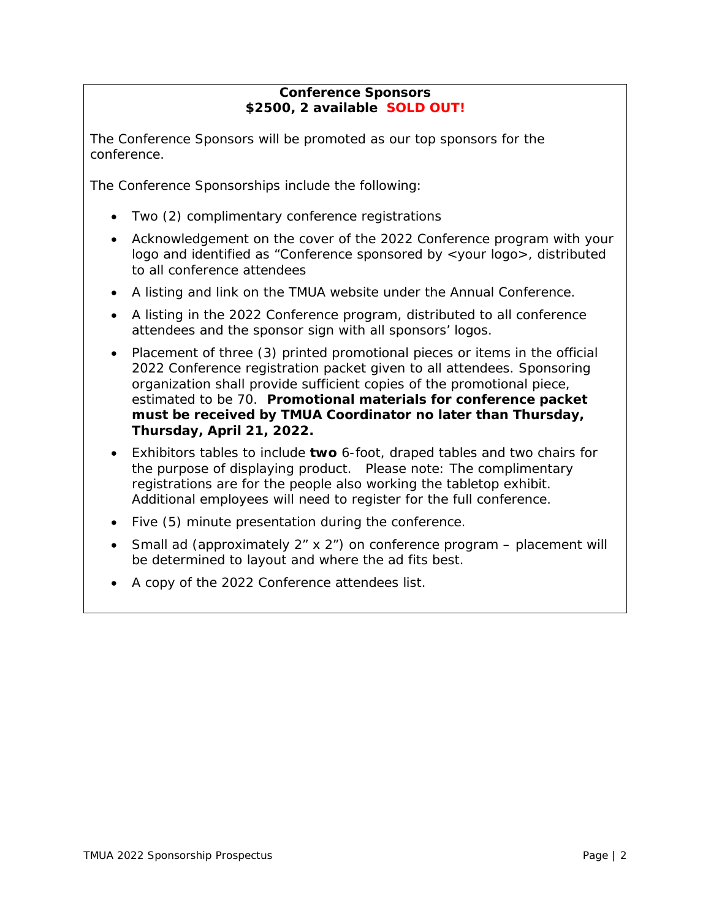**Conference Sponsors**
**$2500, 2 available SOLD OUT!**

The Conference Sponsors will be promoted as our top sponsors for the conference.

The Conference Sponsorships include the following:

- Two (2) complimentary conference registrations
- Acknowledgement on the cover of the 2022 Conference program with your logo and identified as "Conference sponsored by <your logo>, distributed to all conference attendees
- A listing and link on the TMUA website under the Annual Conference.
- A listing in the 2022 Conference program, distributed to all conference attendees and the sponsor sign with all sponsors' logos.
- Placement of three (3) printed promotional pieces or items in the official 2022 Conference registration packet given to all attendees. Sponsoring organization shall provide sufficient copies of the promotional piece, estimated to be 70. **Promotional materials for conference packet must be received by TMUA Coordinator no later than Thursday, Thursday, April 21, 2022.**
- Exhibitors tables to include **two** 6-foot, draped tables and two chairs for the purpose of displaying product. Please note: The complimentary registrations are for the people also working the tabletop exhibit. Additional employees will need to register for the full conference.
- Five (5) minute presentation during the conference.
- Small ad (approximately 2" x 2") on conference program – placement will be determined to layout and where the ad fits best.
- A copy of the 2022 Conference attendees list.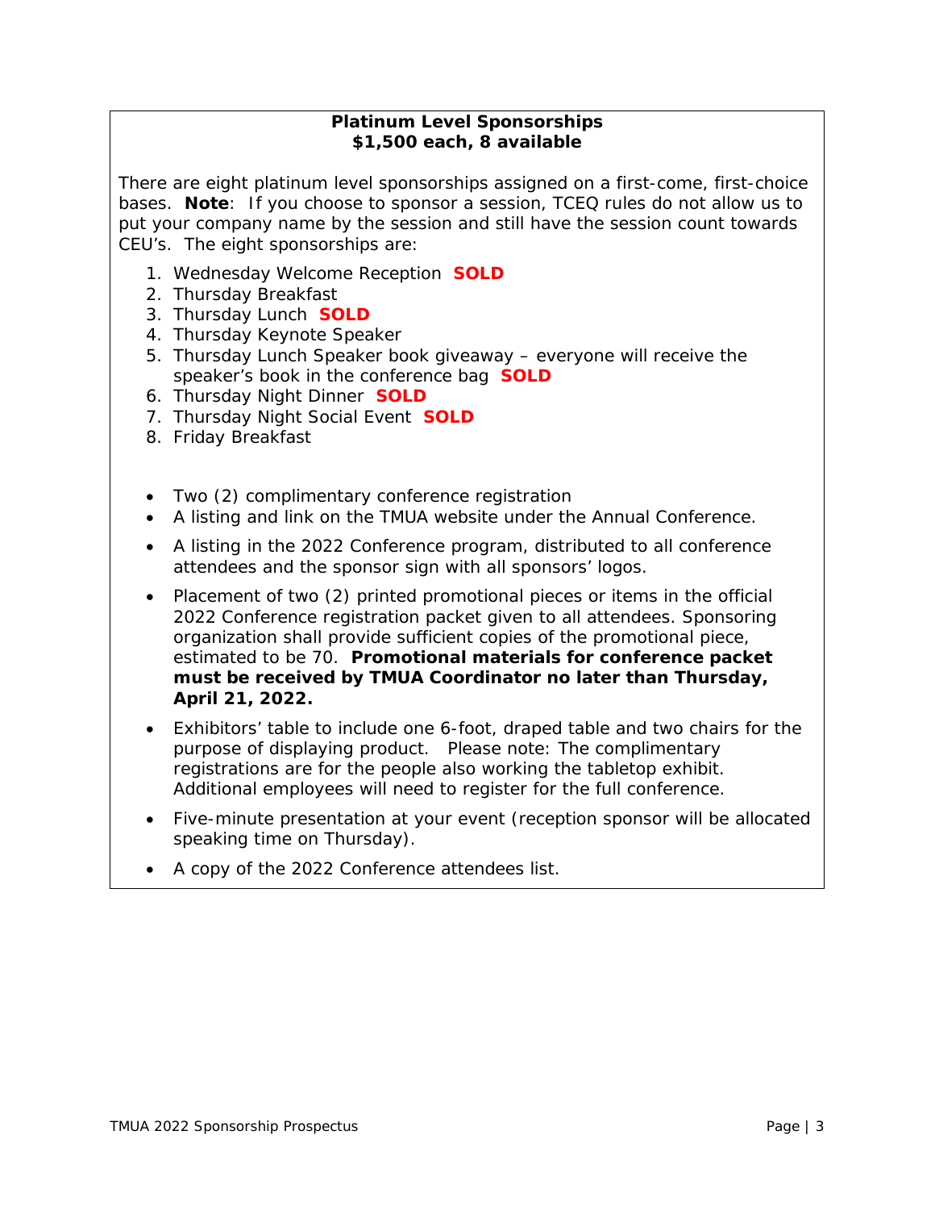## Platinum Level Sponsorships
**$1,500 each, 8 available**

There are eight platinum level sponsorships assigned on a first-come, first-choice bases. **Note**: If you choose to sponsor a session, TCEQ rules do not allow us to put your company name by the session and still have the session count towards CEU's. The eight sponsorships are:

1. Wednesday Welcome Reception **SOLD**
2. Thursday Breakfast
3. Thursday Lunch **SOLD**
4. Thursday Keynote Speaker
5. Thursday Lunch Speaker book giveaway – everyone will receive the speaker's book in the conference bag **SOLD**
6. Thursday Night Dinner **SOLD**
7. Thursday Night Social Event **SOLD**
8. Friday Breakfast

- Two (2) complimentary conference registration
- A listing and link on the TMUA website under the Annual Conference.
- A listing in the 2022 Conference program, distributed to all conference attendees and the sponsor sign with all sponsors' logos.
- Placement of two (2) printed promotional pieces or items in the official 2022 Conference registration packet given to all attendees. Sponsoring organization shall provide sufficient copies of the promotional piece, estimated to be 70. **Promotional materials for conference packet must be received by TMUA Coordinator no later than Thursday, April 21, 2022.**
- Exhibitors' table to include one 6-foot, draped table and two chairs for the purpose of displaying product. Please note: The complimentary registrations are for the people also working the tabletop exhibit. Additional employees will need to register for the full conference.
- Five-minute presentation at your event (reception sponsor will be allocated speaking time on Thursday).
- A copy of the 2022 Conference attendees list.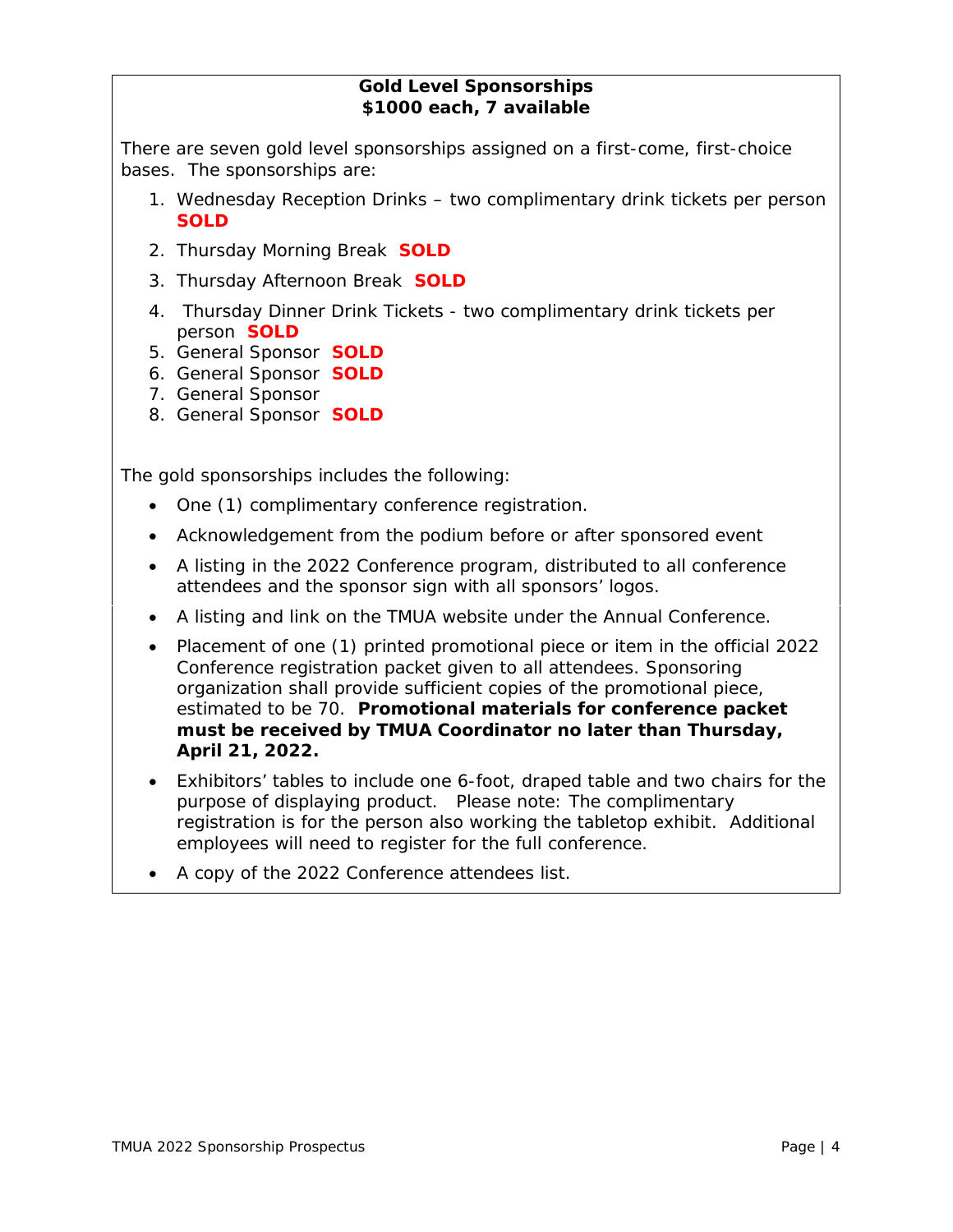**Gold Level Sponsorships**
**$1000 each, 7 available**

There are seven gold level sponsorships assigned on a first-come, first-choice bases. The sponsorships are:

1. Wednesday Reception Drinks – two complimentary drink tickets per person **SOLD**
2. Thursday Morning Break **SOLD**
3. Thursday Afternoon Break **SOLD**
4. Thursday Dinner Drink Tickets - two complimentary drink tickets per person **SOLD**
5. General Sponsor **SOLD**
6. General Sponsor **SOLD**
7. General Sponsor
8. General Sponsor **SOLD**

The gold sponsorships includes the following:

- One (1) complimentary conference registration.
- Acknowledgement from the podium before or after sponsored event
- A listing in the 2022 Conference program, distributed to all conference attendees and the sponsor sign with all sponsors' logos.
- A listing and link on the TMUA website under the Annual Conference.
- Placement of one (1) printed promotional piece or item in the official 2022 Conference registration packet given to all attendees. Sponsoring organization shall provide sufficient copies of the promotional piece, estimated to be 70. **Promotional materials for conference packet must be received by TMUA Coordinator no later than Thursday, April 21, 2022.**
- Exhibitors' tables to include one 6-foot, draped table and two chairs for the purpose of displaying product. Please note: The complimentary registration is for the person also working the tabletop exhibit. Additional employees will need to register for the full conference.
- A copy of the 2022 Conference attendees list.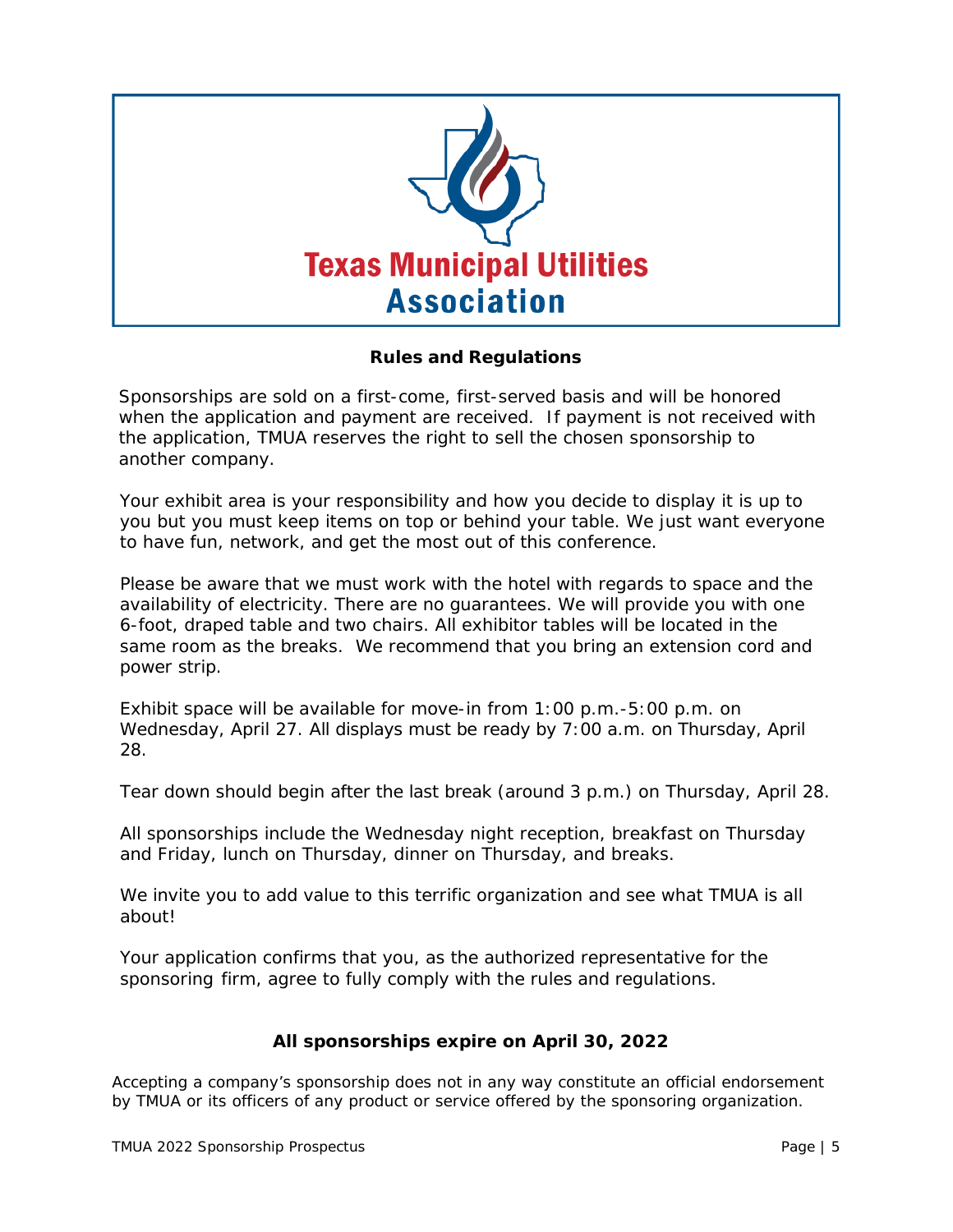Texas Municipal Utilities Association

## Rules and Regulations

Sponsorships are sold on a first-come, first-served basis and will be honored when the application and payment are received. If payment is not received with the application, TMUA reserves the right to sell the chosen sponsorship to another company.

Your exhibit area is your responsibility and how you decide to display it is up to you but you must keep items on top or behind your table. We just want everyone to have fun, network, and get the most out of this conference.

Please be aware that we must work with the hotel with regards to space and the availability of electricity. There are no guarantees. We will provide you with one 6-foot, draped table and two chairs. All exhibitor tables will be located in the same room as the breaks. We recommend that you bring an extension cord and power strip.

Exhibit space will be available for move-in from 1:00 p.m.-5:00 p.m. on Wednesday, April 27. All displays must be ready by 7:00 a.m. on Thursday, April 28.

Tear down should begin after the last break (around 3 p.m.) on Thursday, April 28.

All sponsorships include the Wednesday night reception, breakfast on Thursday and Friday, lunch on Thursday, dinner on Thursday, and breaks.

We invite you to add value to this terrific organization and see what TMUA is all about!

Your application confirms that you, as the authorized representative for the sponsoring firm, agree to fully comply with the rules and regulations.

**All sponsorships expire on April 30, 2022**

Accepting a company's sponsorship does not in any way constitute an official endorsement by TMUA or its officers of any product or service offered by the sponsoring organization.